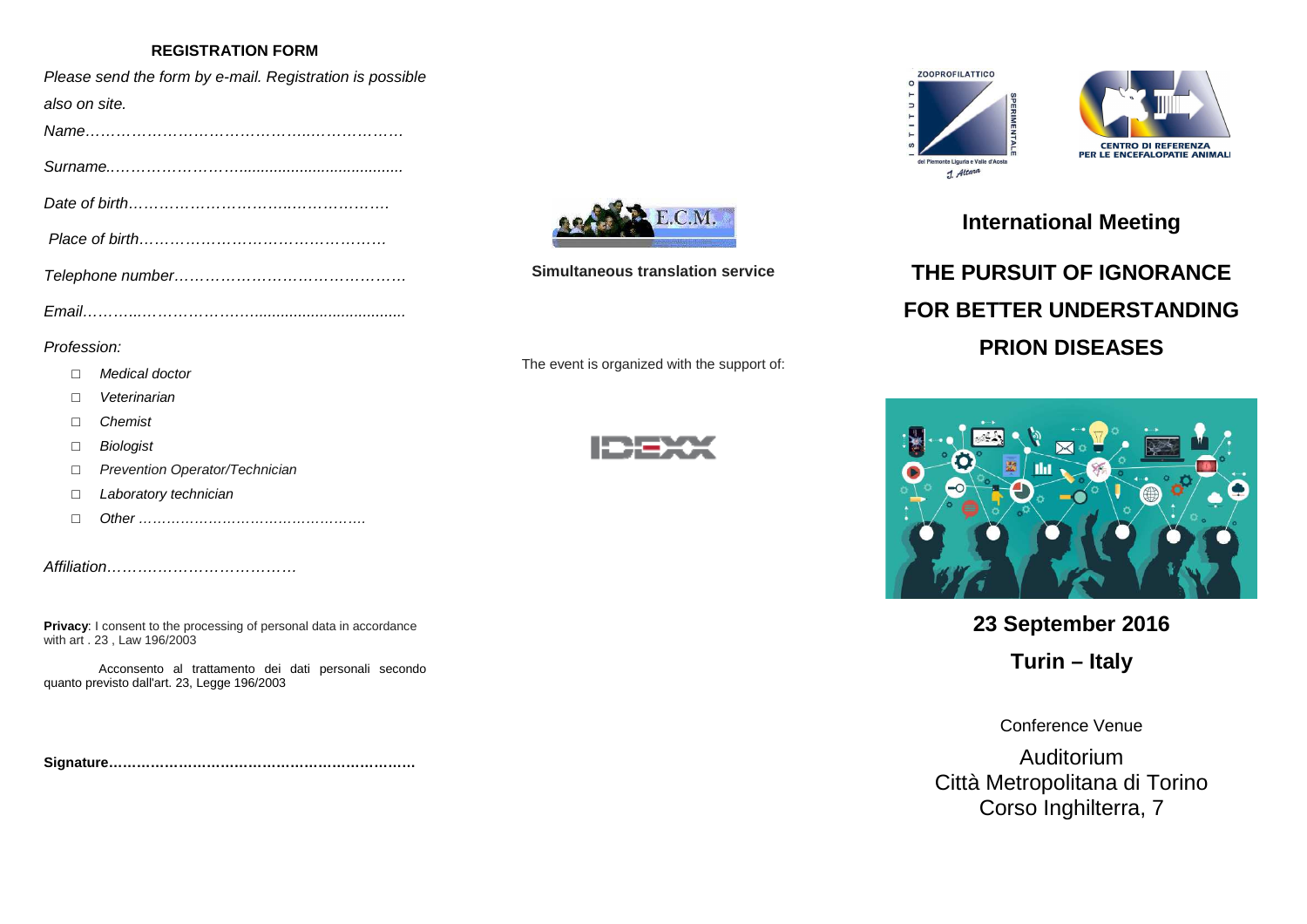## REGISTRATION FORM

*Please send the form by e-mail. Registration is possible also on site.*

*Name……………………………………..………………*

*Surname.……………………….....................................*

*Date of birth…………………………..………………*

*Place of birth…………………………………………*

*Telephone number………………………………………*

*Email………..…………………..................................*

*Profession:*

- □ *Medical doctor*
- □ *Veterinarian*
- □ *Chemist*
- □ *Biologist*
- □ *Prevention Operator/Technician*
- □ *Laboratory technician*
- □ *Other …………………………………………*

*Affiliation………………………………*

**Privacy**: I consent to the processing of personal data in accordance with art . 23 , Law 196/2003

Acconsento al trattamento dei dati personali secondo quanto previsto dall'art. 23, Legge 196/2003

**Signature…………………………………………………………**

E.C.M.

**Simultaneous translation service**

The event is organized with the support of:

IDEXX

ZOOPROFILATTICO ISTITUTO SPERIMENTALE del Piemonte Liguria e Valle d'Aosta

CENTRO DI REFERENZA PER LE ENCEFALOPATIE ANIMALI

## International Meeting

# THE PURSUIT OF IGNORANCE FOR BETTER UNDERSTANDING PRION DISEASES

**23 September 2016**

**Turin – Italy**

Conference Venue

Auditorium
Città Metropolitana di Torino
Corso Inghilterra, 7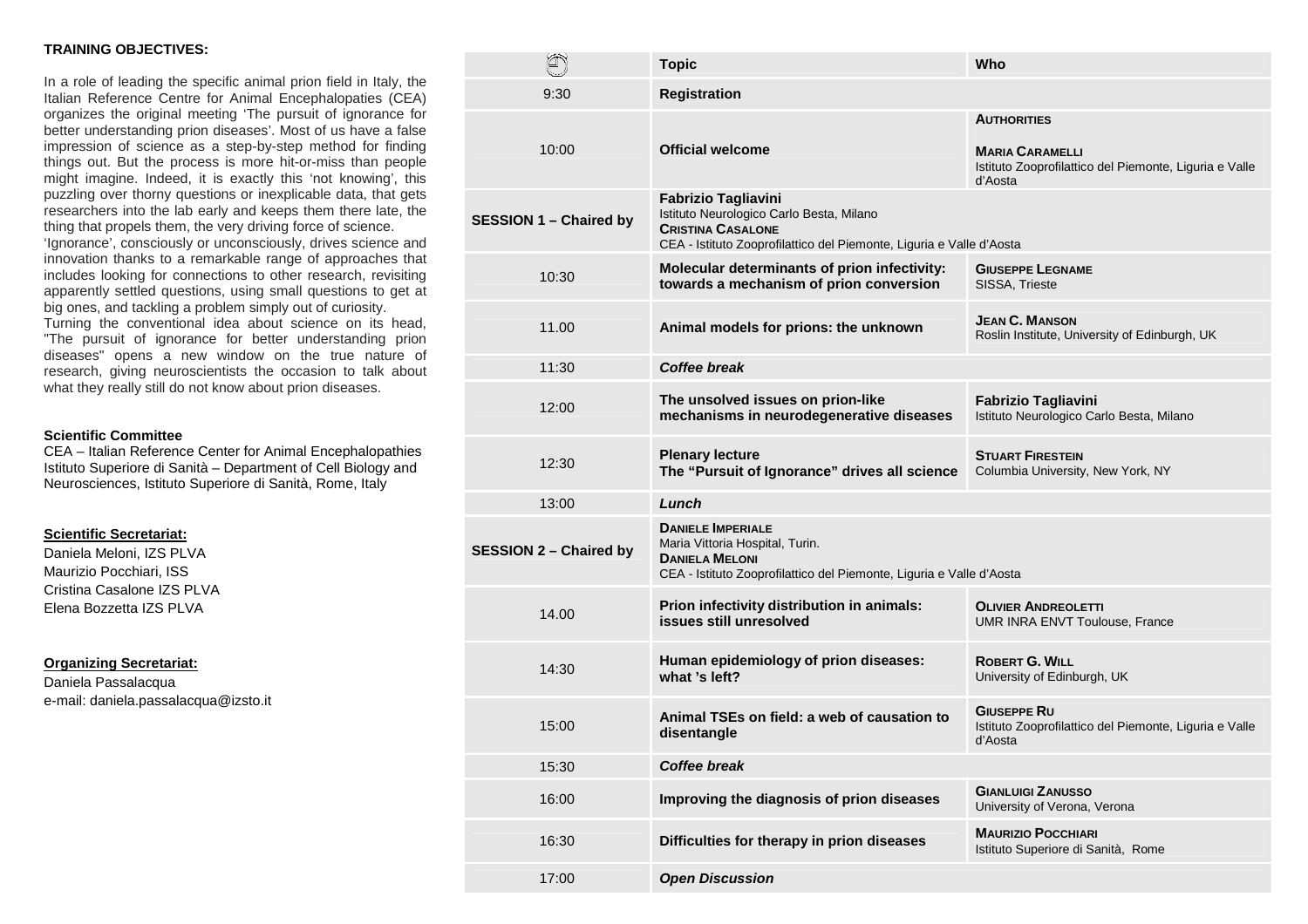**TRAINING OBJECTIVES:**

In a role of leading the specific animal prion field in Italy, the Italian Reference Centre for Animal Encephalopaties (CEA) organizes the original meeting 'The pursuit of ignorance for better understanding prion diseases'. Most of us have a false impression of science as a step-by-step method for finding things out. But the process is more hit-or-miss than people might imagine. Indeed, it is exactly this 'not knowing', this puzzling over thorny questions or inexplicable data, that gets researchers into the lab early and keeps them there late, the thing that propels them, the very driving force of science.
'Ignorance', consciously or unconsciously, drives science and innovation thanks to a remarkable range of approaches that includes looking for connections to other research, revisiting apparently settled questions, using small questions to get at big ones, and tackling a problem simply out of curiosity.
Turning the conventional idea about science on its head, "The pursuit of ignorance for better understanding prion diseases" opens a new window on the true nature of research, giving neuroscientists the occasion to talk about what they really still do not know about prion diseases.

**Scientific Committee**
CEA – Italian Reference Center for Animal Encephalopathies
Istituto Superiore di Sanità – Department of Cell Biology and Neurosciences, Istituto Superiore di Sanità, Rome, Italy

**Scientific Secretariat:**
Daniela Meloni, IZS PLVA
Maurizio Pocchiari, ISS
Cristina Casalone IZS PLVA
Elena Bozzetta IZS PLVA

**Organizing Secretariat:**
Daniela Passalacqua
e-mail: daniela.passalacqua@izsto.it

| | Topic | Who |
|---|---|---|
| 9:30 | **Registration** | |
| 10:00 | **Official welcome** | **AUTHORITIES**<br>**MARIA CARAMELLI**<br>Istituto Zooprofilattico del Piemonte, Liguria e Valle d'Aosta |
| **SESSION 1 – Chaired by** | **Fabrizio Tagliavini**<br>Istituto Neurologico Carlo Besta, Milano<br>**CRISTINA CASALONE**<br>CEA - Istituto Zooprofilattico del Piemonte, Liguria e Valle d'Aosta | |
| 10:30 | **Molecular determinants of prion infectivity: towards a mechanism of prion conversion** | **GIUSEPPE LEGNAME**<br>SISSA, Trieste |
| 11.00 | **Animal models for prions: the unknown** | **JEAN C. MANSON**<br>Roslin Institute, University of Edinburgh, UK |
| 11:30 | ***Coffee break*** | |
| 12:00 | **The unsolved issues on prion-like mechanisms in neurodegenerative diseases** | **Fabrizio Tagliavini**<br>Istituto Neurologico Carlo Besta, Milano |
| 12:30 | **Plenary lecture**<br>**The "Pursuit of Ignorance" drives all science** | **STUART FIRESTEIN**<br>Columbia University, New York, NY |
| 13:00 | ***Lunch*** | |
| **SESSION 2 – Chaired by** | **DANIELE IMPERIALE**<br>Maria Vittoria Hospital, Turin.<br>**DANIELA MELONI**<br>CEA - Istituto Zooprofilattico del Piemonte, Liguria e Valle d'Aosta | |
| 14.00 | **Prion infectivity distribution in animals: issues still unresolved** | **OLIVIER ANDREOLETTI**<br>UMR INRA ENVT Toulouse, France |
| 14:30 | **Human epidemiology of prion diseases: what 's left?** | **ROBERT G. WILL**<br>University of Edinburgh, UK |
| 15:00 | **Animal TSEs on field: a web of causation to disentangle** | **GIUSEPPE RU**<br>Istituto Zooprofilattico del Piemonte, Liguria e Valle d'Aosta |
| 15:30 | ***Coffee break*** | |
| 16:00 | **Improving the diagnosis of prion diseases** | **GIANLUIGI ZANUSSO**<br>University of Verona, Verona |
| 16:30 | **Difficulties for therapy in prion diseases** | **MAURIZIO POCCHIARI**<br>Istituto Superiore di Sanità, Rome |
| 17:00 | ***Open Discussion*** | |